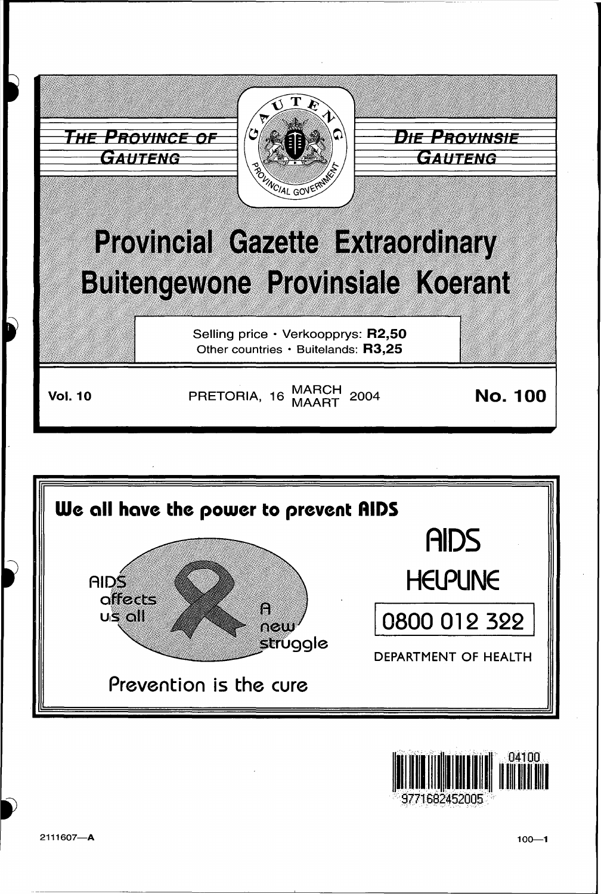THE PROVINCE OF GAUTENG

DIE PROVINSIE GAUTENG

GAUTENG PROVINCIAL GOVERNMENT

# Provincial Gazette Extraordinary
# Buitengewone Provinsiale Koerant

Selling price · Verkoopprys: **R2,50**
Other countries · Buitelands: **R3,25**

**Vol. 10** PRETORIA, 16 MARCH MAART 2004 **No. 100**

**We all have the power to prevent AIDS**

AIDS affects us all

A new struggle

Prevention is the cure

AIDS HELPLINE

0800 012 322

DEPARTMENT OF HEALTH

9771682452005 04100

2111607—**A**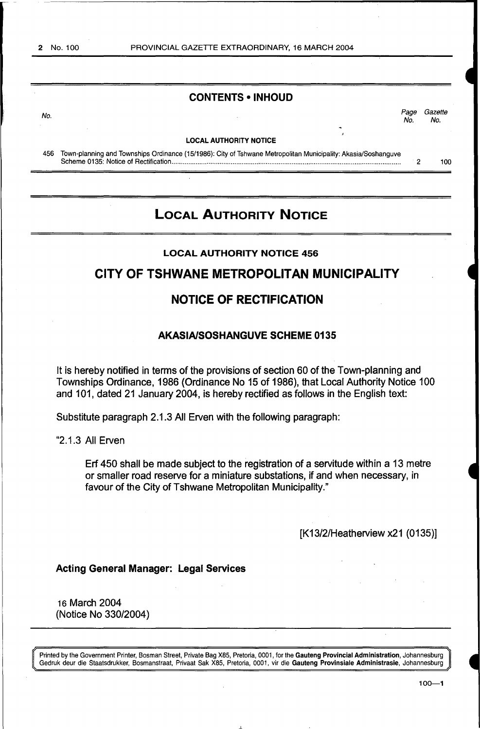## CONTENTS • INHOUD

| No. | | Page No. | Gazette No. |
|---|---|---|---|
| | **LOCAL AUTHORITY NOTICE** | | |
| 456 | Town-planning and Townships Ordinance (15/1986): City of Tshwane Metropolitan Municipality: Akasia/Soshanguve Scheme 0135: Notice of Rectification | 2 | 100 |

# LOCAL AUTHORITY NOTICE

### LOCAL AUTHORITY NOTICE 456

## CITY OF TSHWANE METROPOLITAN MUNICIPALITY

## NOTICE OF RECTIFICATION

### AKASIA/SOSHANGUVE SCHEME 0135

It is hereby notified in terms of the provisions of section 60 of the Town-planning and Townships Ordinance, 1986 (Ordinance No 15 of 1986), that Local Authority Notice 100 and 101, dated 21 January 2004, is hereby rectified as follows in the English text:

Substitute paragraph 2.1.3 All Erven with the following paragraph:

"2.1.3 All Erven

> Erf 450 shall be made subject to the registration of a servitude within a 13 metre or smaller road reserve for a miniature substations, if and when necessary, in favour of the City of Tshwane Metropolitan Municipality."

[K13/2/Heatherview x21 (0135)]

**Acting General Manager: Legal Services**

16 March 2004
(Notice No 330/2004)

Printed by the Government Printer, Bosman Street, Private Bag X85, Pretoria, 0001, for the **Gauteng Provincial Administration**, Johannesburg
Gedruk deur die Staatsdrukker, Bosmanstraat, Privaat Sak X85, Pretoria, 0001, vir die **Gauteng Provinsiale Administrasie**, Johannesburg